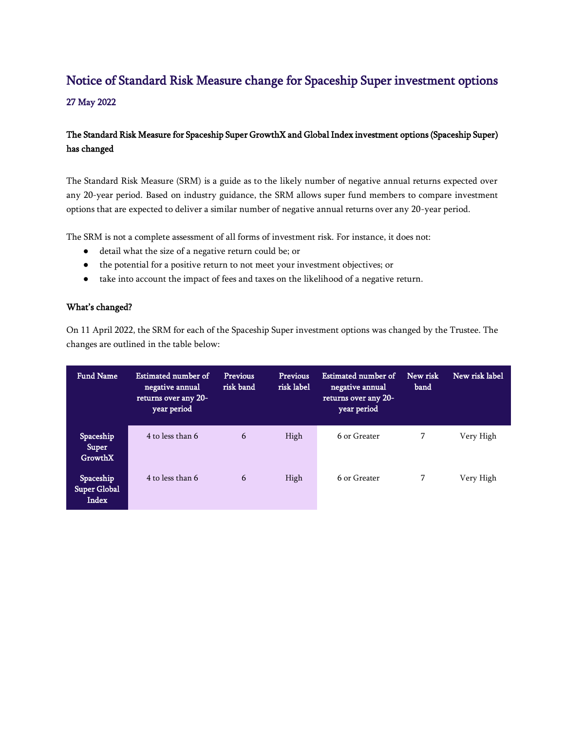# Notice of Standard Risk Measure change for Spaceship Super investment options

## 27 May 2022

### The Standard Risk Measure for Spaceship Super GrowthX and Global Index investment options (Spaceship Super) has changed

The Standard Risk Measure (SRM) is a guide as to the likely number of negative annual returns expected over any 20-year period. Based on industry guidance, the SRM allows super fund members to compare investment options that are expected to deliver a similar number of negative annual returns over any 20-year period.

The SRM is not a complete assessment of all forms of investment risk. For instance, it does not:

- detail what the size of a negative return could be; or
- the potential for a positive return to not meet your investment objectives; or
- take into account the impact of fees and taxes on the likelihood of a negative return.

### What's changed?

On 11 April 2022, the SRM for each of the Spaceship Super investment options was changed by the Trustee. The changes are outlined in the table below:

| Fund Name | Estimated number of negative annual returns over any 20-year period | Previous risk band | Previous risk label | Estimated number of negative annual returns over any 20-year period | New risk band | New risk label |
|---|---|---|---|---|---|---|
| Spaceship Super GrowthX | 4 to less than 6 | 6 | High | 6 or Greater | 7 | Very High |
| Spaceship Super Global Index | 4 to less than 6 | 6 | High | 6 or Greater | 7 | Very High |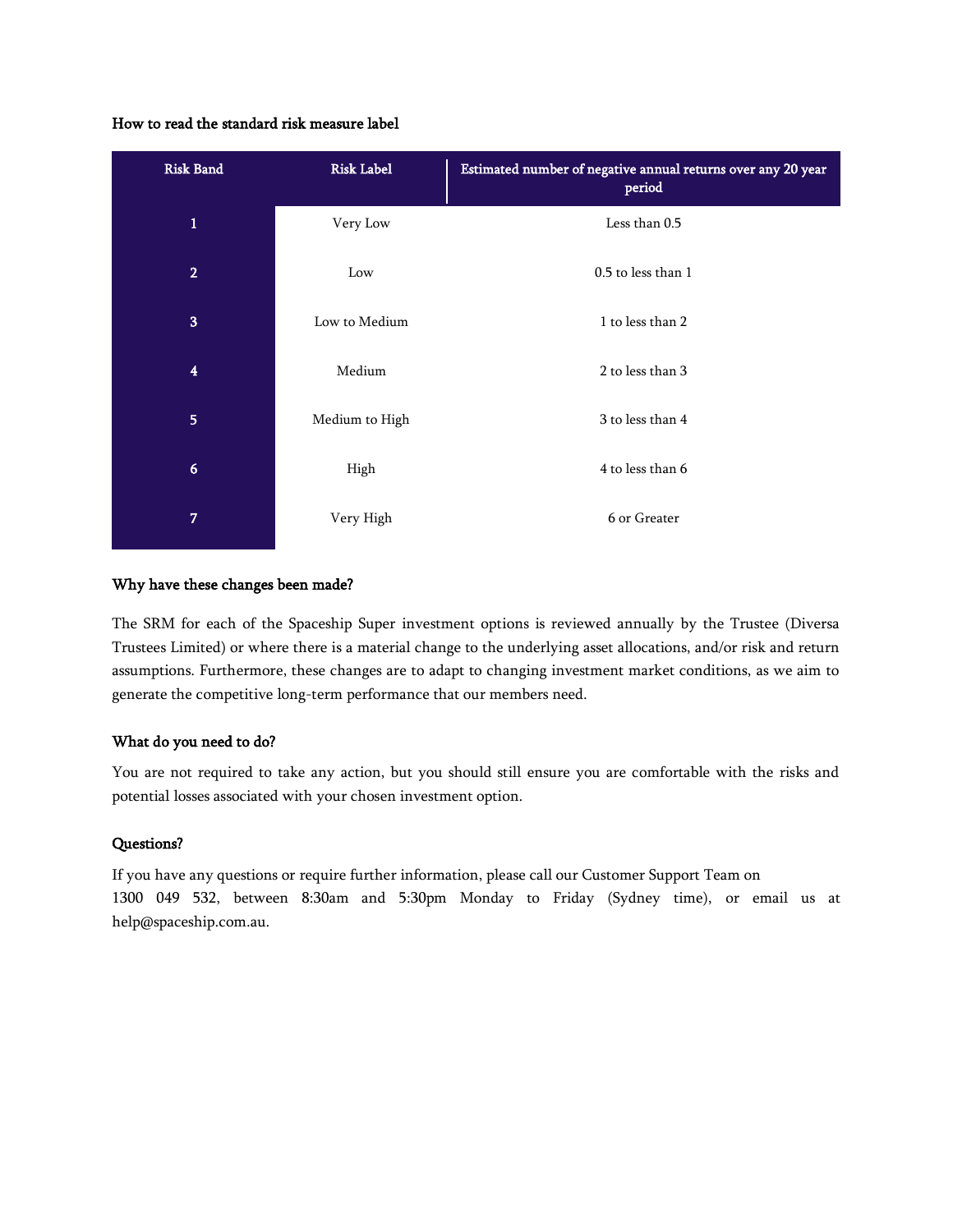### How to read the standard risk measure label

| Risk Band | Risk Label | Estimated number of negative annual returns over any 20 year period |
|---|---|---|
| 1 | Very Low | Less than 0.5 |
| 2 | Low | 0.5 to less than 1 |
| 3 | Low to Medium | 1 to less than 2 |
| 4 | Medium | 2 to less than 3 |
| 5 | Medium to High | 3 to less than 4 |
| 6 | High | 4 to less than 6 |
| 7 | Very High | 6 or Greater |

### Why have these changes been made?

The SRM for each of the Spaceship Super investment options is reviewed annually by the Trustee (Diversa Trustees Limited) or where there is a material change to the underlying asset allocations, and/or risk and return assumptions. Furthermore, these changes are to adapt to changing investment market conditions, as we aim to generate the competitive long-term performance that our members need.

### What do you need to do?

You are not required to take any action, but you should still ensure you are comfortable with the risks and potential losses associated with your chosen investment option.

### Questions?

If you have any questions or require further information, please call our Customer Support Team on 1300 049 532, between 8:30am and 5:30pm Monday to Friday (Sydney time), or email us at help@spaceship.com.au.